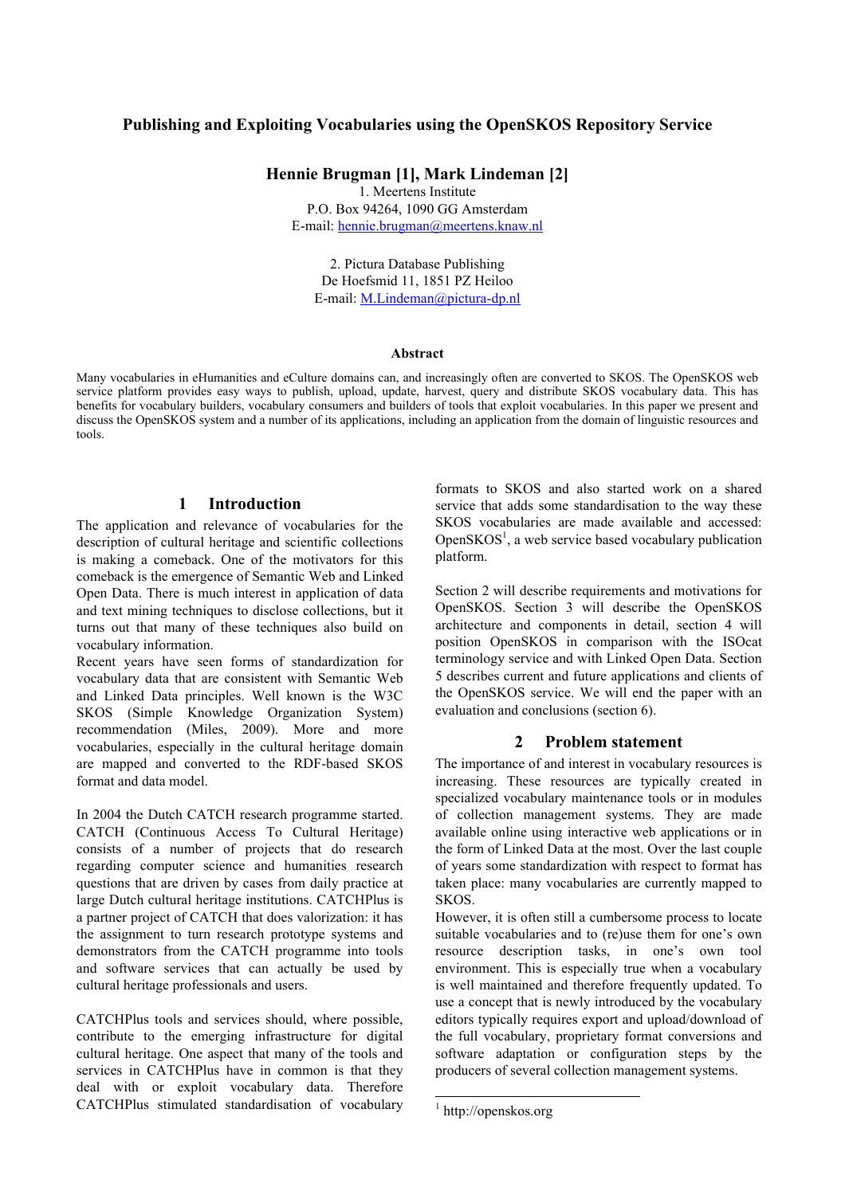# Publishing and Exploiting Vocabularies using the OpenSKOS Repository Service

**Hennie Brugman [1], Mark Lindeman [2]**

1. Meertens Institute
P.O. Box 94264, 1090 GG Amsterdam
E-mail: hennie.brugman@meertens.knaw.nl

2. Pictura Database Publishing
De Hoefsmid 11, 1851 PZ Heiloo
E-mail: M.Lindeman@pictura-dp.nl

### Abstract

Many vocabularies in eHumanities and eCulture domains can, and increasingly often are converted to SKOS. The OpenSKOS web service platform provides easy ways to publish, upload, update, harvest, query and distribute SKOS vocabulary data. This has benefits for vocabulary builders, vocabulary consumers and builders of tools that exploit vocabularies. In this paper we present and discuss the OpenSKOS system and a number of its applications, including an application from the domain of linguistic resources and tools.

## 1 Introduction

The application and relevance of vocabularies for the description of cultural heritage and scientific collections is making a comeback. One of the motivators for this comeback is the emergence of Semantic Web and Linked Open Data. There is much interest in application of data and text mining techniques to disclose collections, but it turns out that many of these techniques also build on vocabulary information.

Recent years have seen forms of standardization for vocabulary data that are consistent with Semantic Web and Linked Data principles. Well known is the W3C SKOS (Simple Knowledge Organization System) recommendation (Miles, 2009). More and more vocabularies, especially in the cultural heritage domain are mapped and converted to the RDF-based SKOS format and data model.

In 2004 the Dutch CATCH research programme started. CATCH (Continuous Access To Cultural Heritage) consists of a number of projects that do research regarding computer science and humanities research questions that are driven by cases from daily practice at large Dutch cultural heritage institutions. CATCHPlus is a partner project of CATCH that does valorization: it has the assignment to turn research prototype systems and demonstrators from the CATCH programme into tools and software services that can actually be used by cultural heritage professionals and users.

CATCHPlus tools and services should, where possible, contribute to the emerging infrastructure for digital cultural heritage. One aspect that many of the tools and services in CATCHPlus have in common is that they deal with or exploit vocabulary data. Therefore CATCHPlus stimulated standardisation of vocabulary formats to SKOS and also started work on a shared service that adds some standardisation to the way these SKOS vocabularies are made available and accessed: OpenSKOS[1], a web service based vocabulary publication platform.

Section 2 will describe requirements and motivations for OpenSKOS. Section 3 will describe the OpenSKOS architecture and components in detail, section 4 will position OpenSKOS in comparison with the ISOcat terminology service and with Linked Open Data. Section 5 describes current and future applications and clients of the OpenSKOS service. We will end the paper with an evaluation and conclusions (section 6).

## 2 Problem statement

The importance of and interest in vocabulary resources is increasing. These resources are typically created in specialized vocabulary maintenance tools or in modules of collection management systems. They are made available online using interactive web applications or in the form of Linked Data at the most. Over the last couple of years some standardization with respect to format has taken place: many vocabularies are currently mapped to SKOS.

However, it is often still a cumbersome process to locate suitable vocabularies and to (re)use them for one's own resource description tasks, in one's own tool environment. This is especially true when a vocabulary is well maintained and therefore frequently updated. To use a concept that is newly introduced by the vocabulary editors typically requires export and upload/download of the full vocabulary, proprietary format conversions and software adaptation or configuration steps by the producers of several collection management systems.

[1] http://openskos.org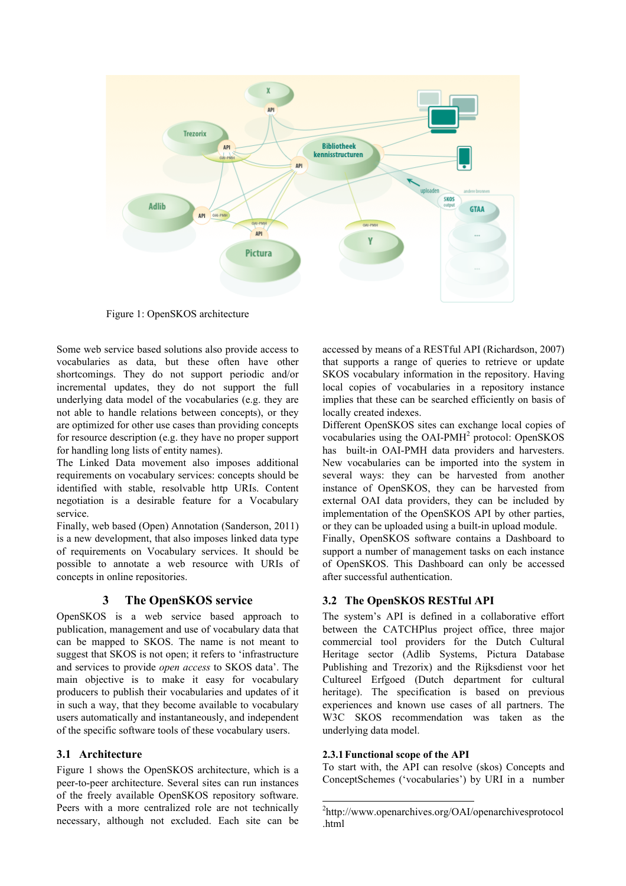Figure 1: OpenSKOS architecture

Some web service based solutions also provide access to vocabularies as data, but these often have other shortcomings. They do not support periodic and/or incremental updates, they do not support the full underlying data model of the vocabularies (e.g. they are not able to handle relations between concepts), or they are optimized for other use cases than providing concepts for resource description (e.g. they have no proper support for handling long lists of entity names).

The Linked Data movement also imposes additional requirements on vocabulary services: concepts should be identified with stable, resolvable http URIs. Content negotiation is a desirable feature for a Vocabulary service.

Finally, web based (Open) Annotation (Sanderson, 2011) is a new development, that also imposes linked data type of requirements on Vocabulary services. It should be possible to annotate a web resource with URIs of concepts in online repositories.

## 3 The OpenSKOS service

OpenSKOS is a web service based approach to publication, management and use of vocabulary data that can be mapped to SKOS. The name is not meant to suggest that SKOS is not open; it refers to 'infrastructure and services to provide *open access* to SKOS data'. The main objective is to make it easy for vocabulary producers to publish their vocabularies and updates of it in such a way, that they become available to vocabulary users automatically and instantaneously, and independent of the specific software tools of these vocabulary users.

### 3.1 Architecture

Figure 1 shows the OpenSKOS architecture, which is a peer-to-peer architecture. Several sites can run instances of the freely available OpenSKOS repository software. Peers with a more centralized role are not technically necessary, although not excluded. Each site can be accessed by means of a RESTful API (Richardson, 2007) that supports a range of queries to retrieve or update SKOS vocabulary information in the repository. Having local copies of vocabularies in a repository instance implies that these can be searched efficiently on basis of locally created indexes.

Different OpenSKOS sites can exchange local copies of vocabularies using the OAI-PMH[2] protocol: OpenSKOS has built-in OAI-PMH data providers and harvesters. New vocabularies can be imported into the system in several ways: they can be harvested from another instance of OpenSKOS, they can be harvested from external OAI data providers, they can be included by implementation of the OpenSKOS API by other parties, or they can be uploaded using a built-in upload module.

Finally, OpenSKOS software contains a Dashboard to support a number of management tasks on each instance of OpenSKOS. This Dashboard can only be accessed after successful authentication.

### 3.2 The OpenSKOS RESTful API

The system's API is defined in a collaborative effort between the CATCHPlus project office, three major commercial tool providers for the Dutch Cultural Heritage sector (Adlib Systems, Pictura Database Publishing and Trezorix) and the Rijksdienst voor het Cultureel Erfgoed (Dutch department for cultural heritage). The specification is based on previous experiences and known use cases of all partners. The W3C SKOS recommendation was taken as the underlying data model.

#### 2.3.1 Functional scope of the API

To start with, the API can resolve (skos) Concepts and ConceptSchemes ('vocabularies') by URI in a number

[2]http://www.openarchives.org/OAI/openarchivesprotocol.html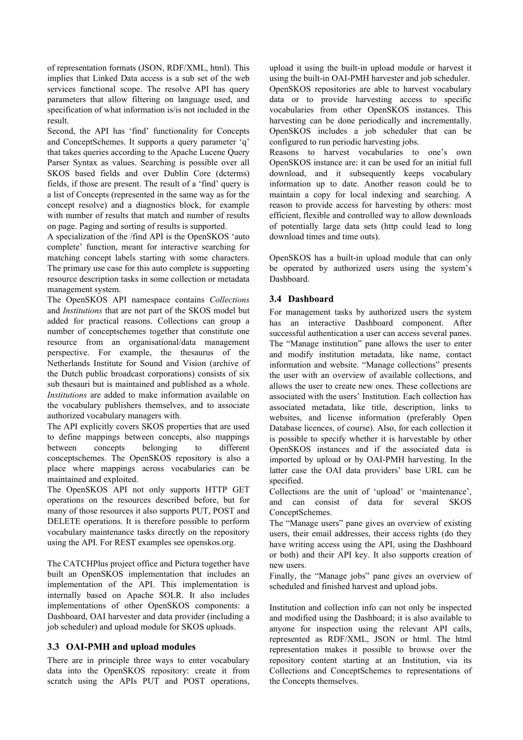of representation formats (JSON, RDF/XML, html). This implies that Linked Data access is a sub set of the web services functional scope. The resolve API has query parameters that allow filtering on language used, and specification of what information is/is not included in the result.

Second, the API has 'find' functionality for Concepts and ConceptSchemes. It supports a query parameter 'q' that takes queries according to the Apache Lucene Query Parser Syntax as values. Searching is possible over all SKOS based fields and over Dublin Core (dcterms) fields, if those are present. The result of a 'find' query is a list of Concepts (represented in the same way as for the concept resolve) and a diagnostics block, for example with number of results that match and number of results on page. Paging and sorting of results is supported.

A specialization of the /find API is the OpenSKOS 'auto complete' function, meant for interactive searching for matching concept labels starting with some characters. The primary use case for this auto complete is supporting resource description tasks in some collection or metadata management system.

The OpenSKOS API namespace contains *Collections* and *Institutions* that are not part of the SKOS model but added for practical reasons. Collections can group a number of conceptschemes together that constitute one resource from an organisational/data management perspective. For example, the thesaurus of the Netherlands Institute for Sound and Vision (archive of the Dutch public broadcast corporations) consists of six sub thesauri but is maintained and published as a whole. *Institutions* are added to make information available on the vocabulary publishers themselves, and to associate authorized vocabulary managers with.

The API explicitly covers SKOS properties that are used to define mappings between concepts, also mappings between concepts belonging to different conceptschemes. The OpenSKOS repository is also a place where mappings across vocabularies can be maintained and exploited.

The OpenSKOS API not only supports HTTP GET operations on the resources described before, but for many of those resources it also supports PUT, POST and DELETE operations. It is therefore possible to perform vocabulary maintenance tasks directly on the repository using the API. For REST examples see openskos.org.

The CATCHPlus project office and Pictura together have built an OpenSKOS implementation that includes an implementation of the API. This implementation is internally based on Apache SOLR. It also includes implementations of other OpenSKOS components: a Dashboard, OAI harvester and data provider (including a job scheduler) and upload module for SKOS uploads.

### 3.3 OAI-PMH and upload modules

There are in principle three ways to enter vocabulary data into the OpenSKOS repository: create it from scratch using the APIs PUT and POST operations, upload it using the built-in upload module or harvest it using the built-in OAI-PMH harvester and job scheduler.

OpenSKOS repositories are able to harvest vocabulary data or to provide harvesting access to specific vocabularies from other OpenSKOS instances. This harvesting can be done periodically and incrementally. OpenSKOS includes a job scheduler that can be configured to run periodic harvesting jobs.

Reasons to harvest vocabularies to one's own OpenSKOS instance are: it can be used for an initial full download, and it subsequently keeps vocabulary information up to date. Another reason could be to maintain a copy for local indexing and searching. A reason to provide access for harvesting by others: most efficient, flexible and controlled way to allow downloads of potentially large data sets (http could lead to long download times and time outs).

OpenSKOS has a built-in upload module that can only be operated by authorized users using the system's Dashboard.

### 3.4 Dashboard

For management tasks by authorized users the system has an interactive Dashboard component. After successful authentication a user can access several panes. The "Manage institution" pane allows the user to enter and modify institution metadata, like name, contact information and website. "Manage collections" presents the user with an overview of available collections, and allows the user to create new ones. These collections are associated with the users' Institution. Each collection has associated metadata, like title, description, links to websites, and license information (preferably Open Database licences, of course). Also, for each collection it is possible to specify whether it is harvestable by other OpenSKOS instances and if the associated data is imported by upload or by OAI-PMH harvesting. In the latter case the OAI data providers' base URL can be specified.

Collections are the unit of 'upload' or 'maintenance', and can consist of data for several SKOS ConceptSchemes.

The "Manage users" pane gives an overview of existing users, their email addresses, their access rights (do they have writing access using the API, using the Dashboard or both) and their API key. It also supports creation of new users.

Finally, the "Manage jobs" pane gives an overview of scheduled and finished harvest and upload jobs.

Institution and collection info can not only be inspected and modified using the Dashboard; it is also available to anyone for inspection using the relevant API calls, represented as RDF/XML, JSON or html. The html representation makes it possible to browse over the repository content starting at an Institution, via its Collections and ConceptSchemes to representations of the Concepts themselves.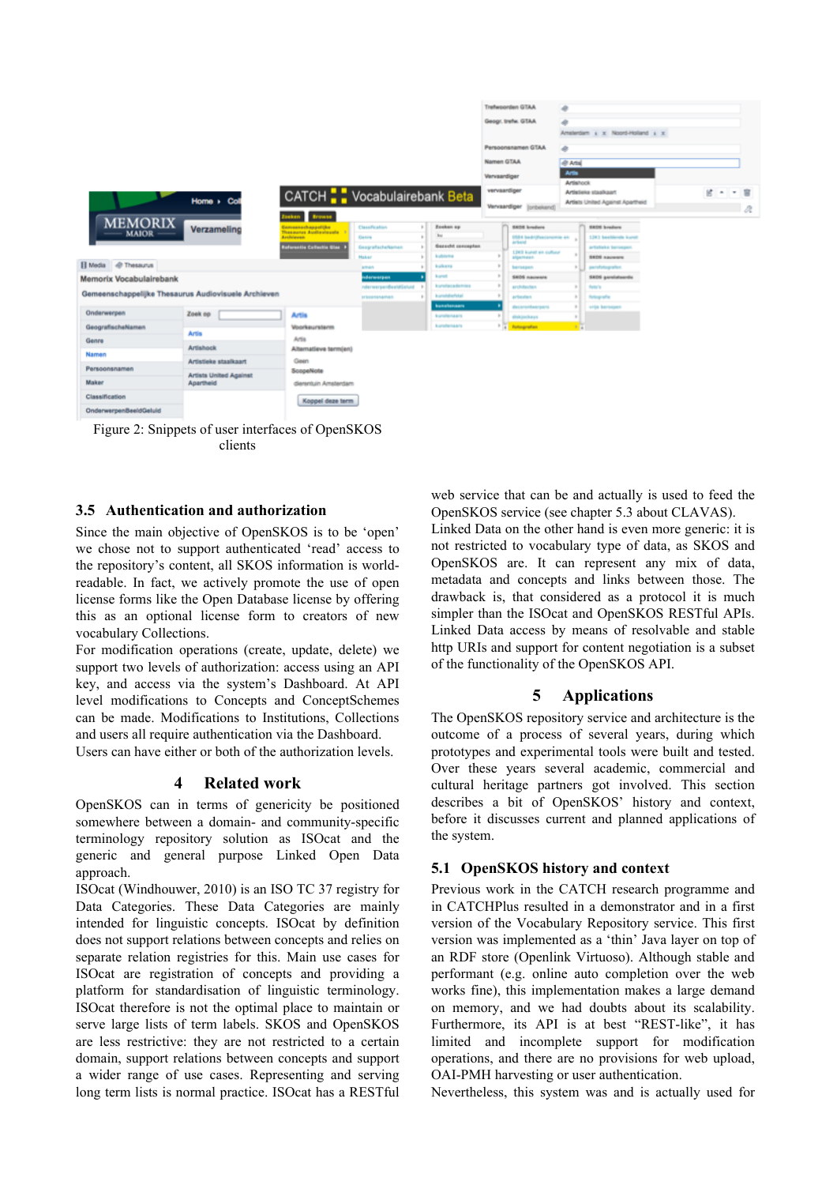Figure 2: Snippets of user interfaces of OpenSKOS clients

### 3.5 Authentication and authorization

Since the main objective of OpenSKOS is to be 'open' we chose not to support authenticated 'read' access to the repository's content, all SKOS information is world-readable. In fact, we actively promote the use of open license forms like the Open Database license by offering this as an optional license form to creators of new vocabulary Collections.

For modification operations (create, update, delete) we support two levels of authorization: access using an API key, and access via the system's Dashboard. At API level modifications to Concepts and ConceptSchemes can be made. Modifications to Institutions, Collections and users all require authentication via the Dashboard. Users can have either or both of the authorization levels.

## 4 Related work

OpenSKOS can in terms of genericity be positioned somewhere between a domain- and community-specific terminology repository solution as ISOcat and the generic and general purpose Linked Open Data approach.

ISOcat (Windhouwer, 2010) is an ISO TC 37 registry for Data Categories. These Data Categories are mainly intended for linguistic concepts. ISOcat by definition does not support relations between concepts and relies on separate relation registries for this. Main use cases for ISOcat are registration of concepts and providing a platform for standardisation of linguistic terminology. ISOcat therefore is not the optimal place to maintain or serve large lists of term labels. SKOS and OpenSKOS are less restrictive: they are not restricted to a certain domain, support relations between concepts and support a wider range of use cases. Representing and serving long term lists is normal practice. ISOcat has a RESTful web service that can be and actually is used to feed the OpenSKOS service (see chapter 5.3 about CLAVAS).

Linked Data on the other hand is even more generic: it is not restricted to vocabulary type of data, as SKOS and OpenSKOS are. It can represent any mix of data, metadata and concepts and links between those. The drawback is, that considered as a protocol it is much simpler than the ISOcat and OpenSKOS RESTful APIs. Linked Data access by means of resolvable and stable http URIs and support for content negotiation is a subset of the functionality of the OpenSKOS API.

## 5 Applications

The OpenSKOS repository service and architecture is the outcome of a process of several years, during which prototypes and experimental tools were built and tested. Over these years several academic, commercial and cultural heritage partners got involved. This section describes a bit of OpenSKOS' history and context, before it discusses current and planned applications of the system.

### 5.1 OpenSKOS history and context

Previous work in the CATCH research programme and in CATCHPlus resulted in a demonstrator and in a first version of the Vocabulary Repository service. This first version was implemented as a 'thin' Java layer on top of an RDF store (Openlink Virtuoso). Although stable and performant (e.g. online auto completion over the web works fine), this implementation makes a large demand on memory, and we had doubts about its scalability. Furthermore, its API is at best "REST-like", it has limited and incomplete support for modification operations, and there are no provisions for web upload, OAI-PMH harvesting or user authentication.

Nevertheless, this system was and is actually used for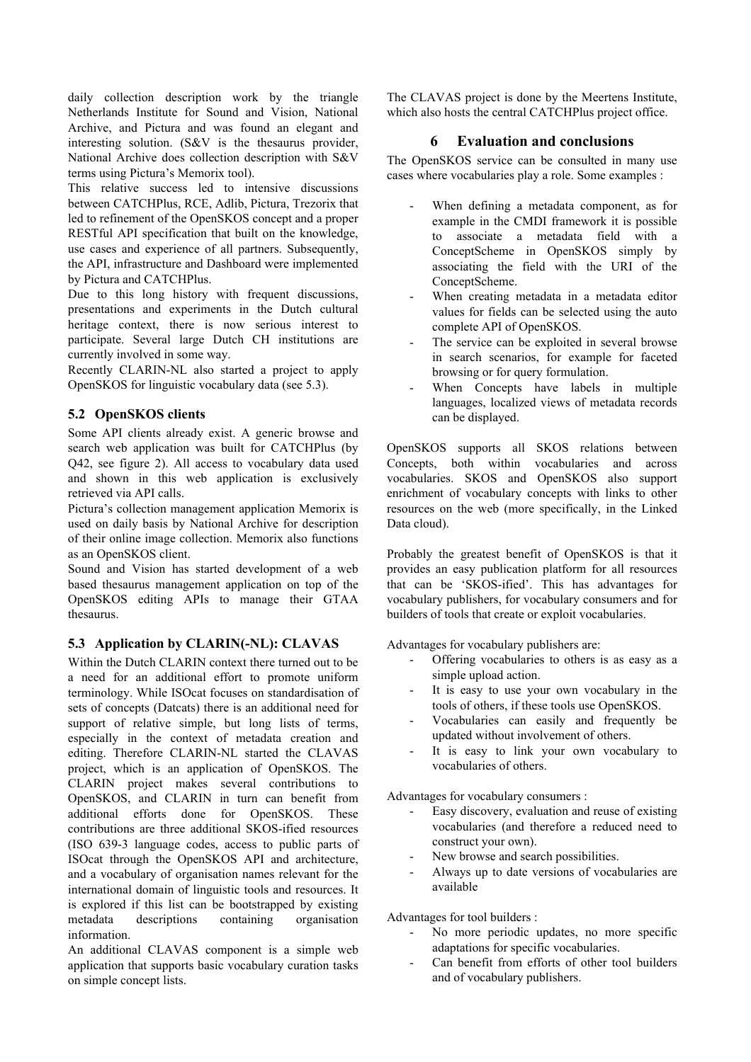daily collection description work by the triangle Netherlands Institute for Sound and Vision, National Archive, and Pictura and was found an elegant and interesting solution. (S&V is the thesaurus provider, National Archive does collection description with S&V terms using Pictura's Memorix tool).

This relative success led to intensive discussions between CATCHPlus, RCE, Adlib, Pictura, Trezorix that led to refinement of the OpenSKOS concept and a proper RESTful API specification that built on the knowledge, use cases and experience of all partners. Subsequently, the API, infrastructure and Dashboard were implemented by Pictura and CATCHPlus.

Due to this long history with frequent discussions, presentations and experiments in the Dutch cultural heritage context, there is now serious interest to participate. Several large Dutch CH institutions are currently involved in some way.

Recently CLARIN-NL also started a project to apply OpenSKOS for linguistic vocabulary data (see 5.3).

### 5.2 OpenSKOS clients

Some API clients already exist. A generic browse and search web application was built for CATCHPlus (by Q42, see figure 2). All access to vocabulary data used and shown in this web application is exclusively retrieved via API calls.

Pictura's collection management application Memorix is used on daily basis by National Archive for description of their online image collection. Memorix also functions as an OpenSKOS client.

Sound and Vision has started development of a web based thesaurus management application on top of the OpenSKOS editing APIs to manage their GTAA thesaurus.

### 5.3 Application by CLARIN(-NL): CLAVAS

Within the Dutch CLARIN context there turned out to be a need for an additional effort to promote uniform terminology. While ISOcat focuses on standardisation of sets of concepts (Datcats) there is an additional need for support of relative simple, but long lists of terms, especially in the context of metadata creation and editing. Therefore CLARIN-NL started the CLAVAS project, which is an application of OpenSKOS. The CLARIN project makes several contributions to OpenSKOS, and CLARIN in turn can benefit from additional efforts done for OpenSKOS. These contributions are three additional SKOS-ified resources (ISO 639-3 language codes, access to public parts of ISOcat through the OpenSKOS API and architecture, and a vocabulary of organisation names relevant for the international domain of linguistic tools and resources. It is explored if this list can be bootstrapped by existing metadata descriptions containing organisation information.

An additional CLAVAS component is a simple web application that supports basic vocabulary curation tasks on simple concept lists.

The CLAVAS project is done by the Meertens Institute, which also hosts the central CATCHPlus project office.

## 6 Evaluation and conclusions

The OpenSKOS service can be consulted in many use cases where vocabularies play a role. Some examples :

- When defining a metadata component, as for example in the CMDI framework it is possible to associate a metadata field with a ConceptScheme in OpenSKOS simply by associating the field with the URI of the ConceptScheme.
- When creating metadata in a metadata editor values for fields can be selected using the auto complete API of OpenSKOS.
- The service can be exploited in several browse in search scenarios, for example for faceted browsing or for query formulation.
- When Concepts have labels in multiple languages, localized views of metadata records can be displayed.

OpenSKOS supports all SKOS relations between Concepts, both within vocabularies and across vocabularies. SKOS and OpenSKOS also support enrichment of vocabulary concepts with links to other resources on the web (more specifically, in the Linked Data cloud).

Probably the greatest benefit of OpenSKOS is that it provides an easy publication platform for all resources that can be 'SKOS-ified'. This has advantages for vocabulary publishers, for vocabulary consumers and for builders of tools that create or exploit vocabularies.

Advantages for vocabulary publishers are:

- Offering vocabularies to others is as easy as a simple upload action.
- It is easy to use your own vocabulary in the tools of others, if these tools use OpenSKOS.
- Vocabularies can easily and frequently be updated without involvement of others.
- It is easy to link your own vocabulary to vocabularies of others.

Advantages for vocabulary consumers :

- Easy discovery, evaluation and reuse of existing vocabularies (and therefore a reduced need to construct your own).
- New browse and search possibilities.
- Always up to date versions of vocabularies are available

Advantages for tool builders :

- No more periodic updates, no more specific adaptations for specific vocabularies.
- Can benefit from efforts of other tool builders and of vocabulary publishers.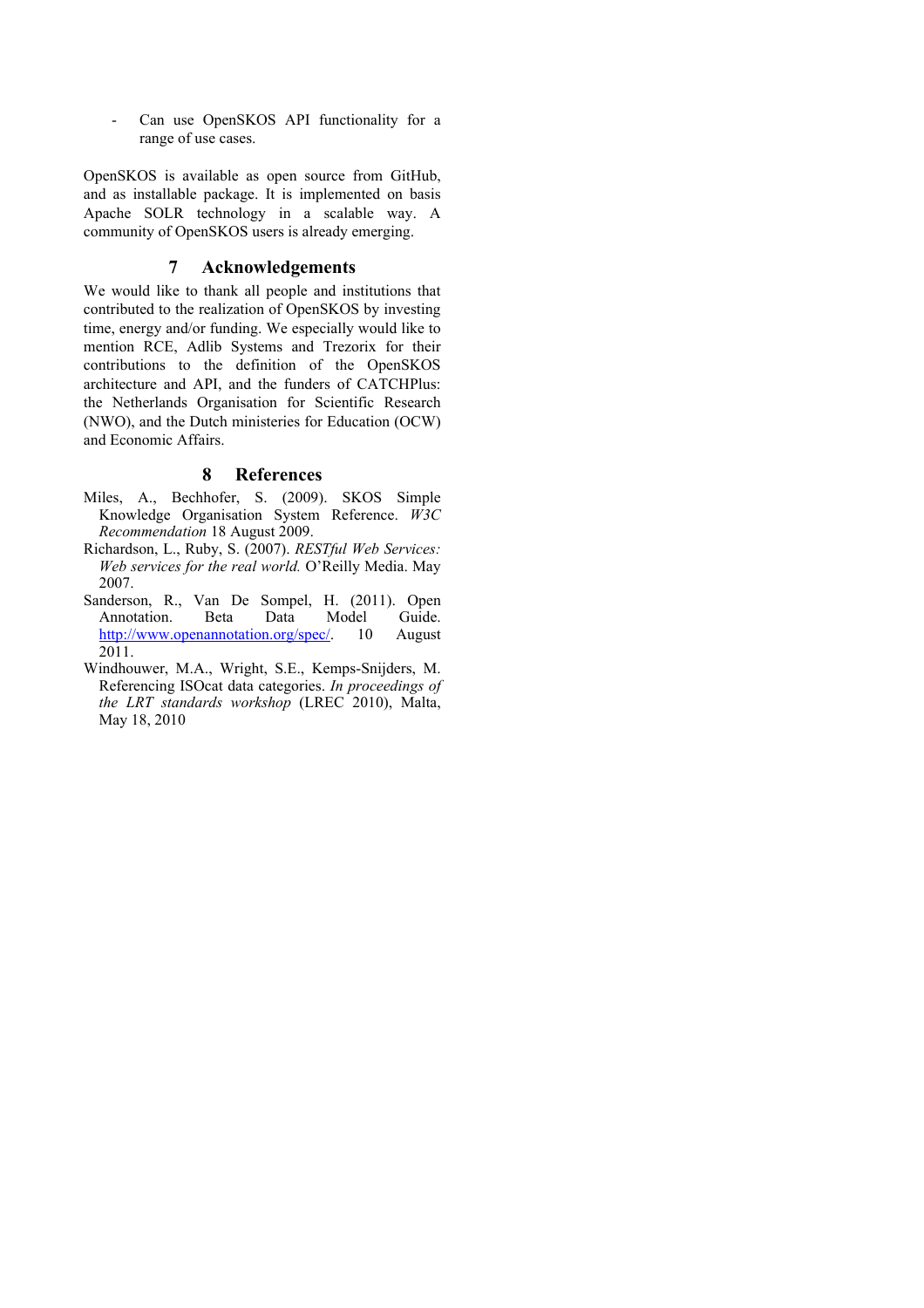- Can use OpenSKOS API functionality for a range of use cases.

OpenSKOS is available as open source from GitHub, and as installable package. It is implemented on basis Apache SOLR technology in a scalable way. A community of OpenSKOS users is already emerging.

## 7 Acknowledgements

We would like to thank all people and institutions that contributed to the realization of OpenSKOS by investing time, energy and/or funding. We especially would like to mention RCE, Adlib Systems and Trezorix for their contributions to the definition of the OpenSKOS architecture and API, and the funders of CATCHPlus: the Netherlands Organisation for Scientific Research (NWO), and the Dutch ministeries for Education (OCW) and Economic Affairs.

## 8 References

Miles, A., Bechhofer, S. (2009). SKOS Simple Knowledge Organisation System Reference. *W3C Recommendation* 18 August 2009.

Richardson, L., Ruby, S. (2007). *RESTful Web Services: Web services for the real world.* O'Reilly Media. May 2007.

Sanderson, R., Van De Sompel, H. (2011). Open Annotation. Beta Data Model Guide. http://www.openannotation.org/spec/. 10 August 2011.

Windhouwer, M.A., Wright, S.E., Kemps-Snijders, M. Referencing ISOcat data categories. *In proceedings of the LRT standards workshop* (LREC 2010), Malta, May 18, 2010